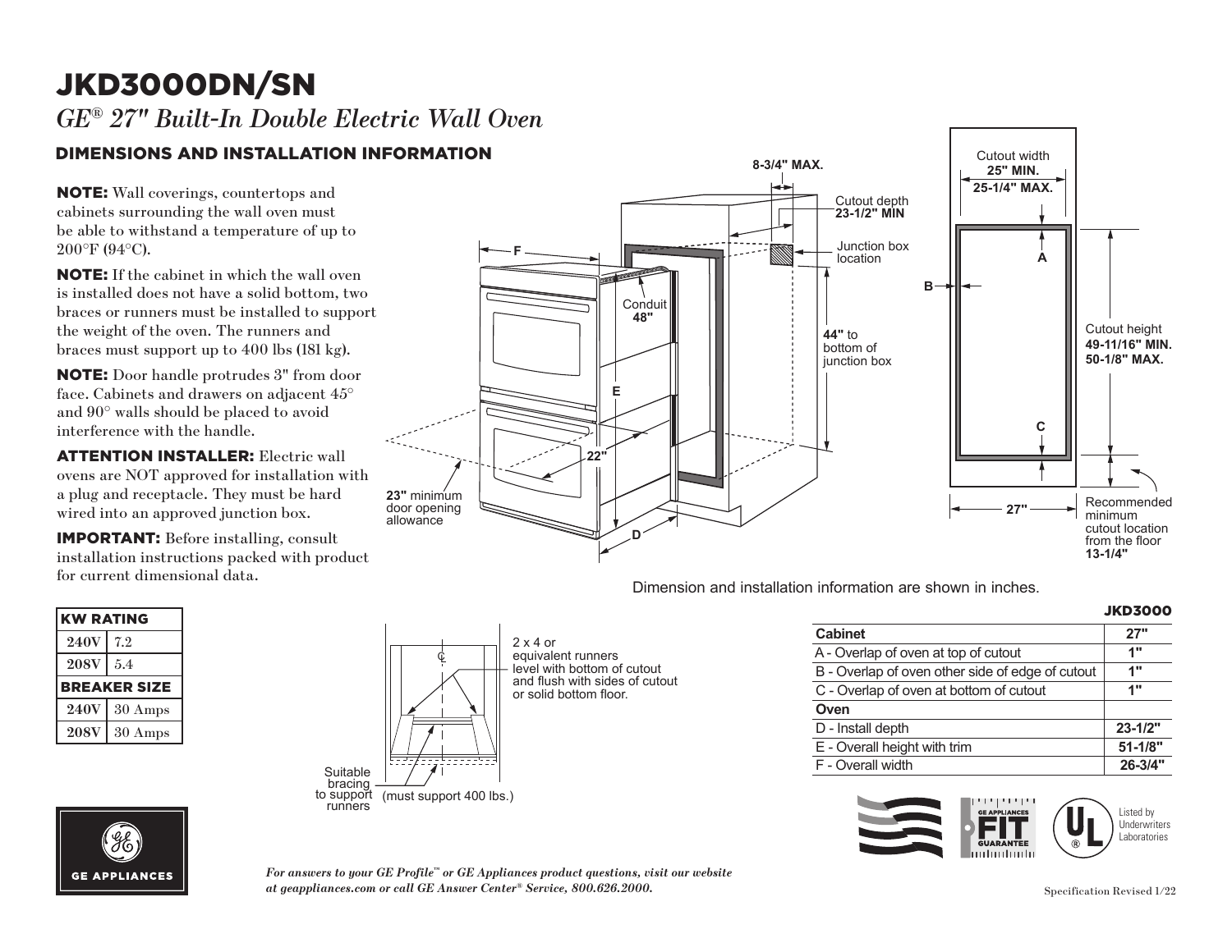# JKD3000DN/SN

*GE® 27" Built-In Double Electric Wall Oven*

## DIMENSIONS AND INSTALLATION INFORMATION

**NOTE:** Wall coverings, countertops and cabinets surrounding the wall oven must be able to withstand a temperature of up to 200°F (94°C).

**NOTE:** If the cabinet in which the wall oven is installed does not have a solid bottom, two braces or runners must be installed to support the weight of the oven. The runners and braces must support up to 400 lbs (181 kg).

**NOTE:** Door handle protrudes 3" from door face. Cabinets and drawers on adjacent 45° and 90° walls should be placed to avoid interference with the handle.

**ATTENTION INSTALLER:** Electric wall ovens are NOT approved for installation with a plug and receptacle. They must be hard wired into an approved junction box.

**IMPORTANT:** Before installing, consult installation instructions packed with product for current dimensional data.

8-3/4" MAX.

Cutout depth **23-1/2" MIN**

Junction box location

Conduit **48"**

**44"** to bottom of junction box

**22"**

**23"** minimum door opening allowance

Cutout width **25" MIN.** **25-1/4" MAX.**

Cutout height **49-11/16" MIN.** **50-1/8" MAX.**

**27"**

Recommended minimum cutout location from the floor **13-1/4"**

Dimension and installation information are shown in inches.

| KW RATING | |
|---|---|
| 240V | 7.2 |
| 208V | 5.4 |
| **BREAKER SIZE** | |
| 240V | 30 Amps |
| 208V | 30 Amps |

2 x 4 or equivalent runners level with bottom of cutout and flush with sides of cutout or solid bottom floor.

Suitable bracing to support runners (must support 400 lbs.)

**JKD3000**

| Cabinet | 27" |
|---|---|
| A - Overlap of oven at top of cutout | 1" |
| B - Overlap of oven other side of edge of cutout | 1" |
| C - Overlap of oven at bottom of cutout | 1" |
| **Oven** | |
| D - Install depth | 23-1/2" |
| E - Overall height with trim | 51-1/8" |
| F - Overall width | 26-3/4" |

Listed by Underwriters Laboratories

*For answers to your GE Profile™ or GE Appliances product questions, visit our website at geappliances.com or call GE Answer Center® Service, 800.626.2000.*

Specification Revised 1/22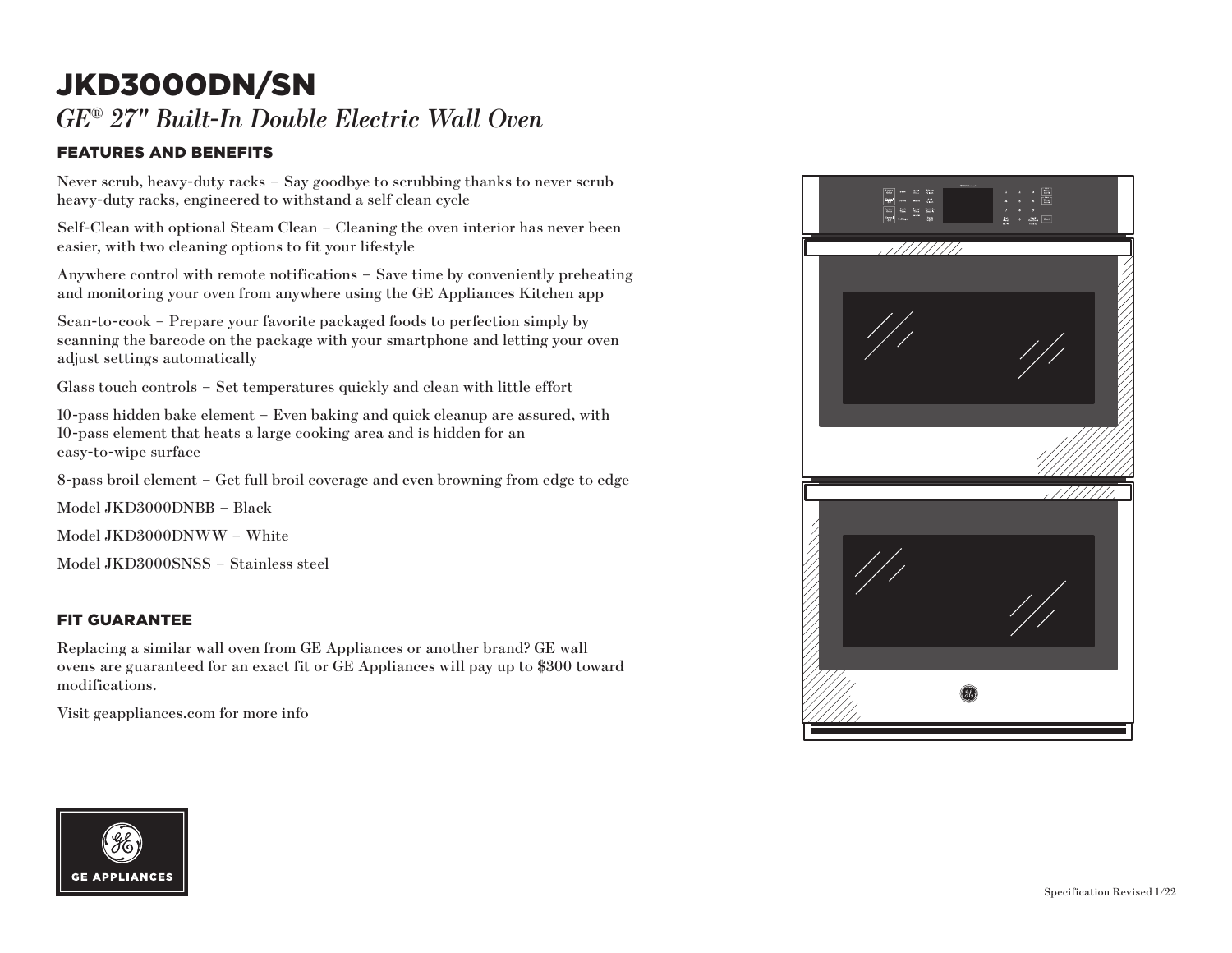# JKD3000DN/SN

*GE® 27" Built-In Double Electric Wall Oven*

## FEATURES AND BENEFITS

Never scrub, heavy-duty racks – Say goodbye to scrubbing thanks to never scrub heavy-duty racks, engineered to withstand a self clean cycle

Self-Clean with optional Steam Clean – Cleaning the oven interior has never been easier, with two cleaning options to fit your lifestyle

Anywhere control with remote notifications – Save time by conveniently preheating and monitoring your oven from anywhere using the GE Appliances Kitchen app

Scan-to-cook – Prepare your favorite packaged foods to perfection simply by scanning the barcode on the package with your smartphone and letting your oven adjust settings automatically

Glass touch controls – Set temperatures quickly and clean with little effort

10-pass hidden bake element – Even baking and quick cleanup are assured, with 10-pass element that heats a large cooking area and is hidden for an easy-to-wipe surface

8-pass broil element – Get full broil coverage and even browning from edge to edge

Model JKD3000DNBB – Black

Model JKD3000DNWW – White

Model JKD3000SNSS – Stainless steel

## FIT GUARANTEE

Replacing a similar wall oven from GE Appliances or another brand? GE wall ovens are guaranteed for an exact fit or GE Appliances will pay up to $300 toward modifications.

Visit geappliances.com for more info

GE APPLIANCES

Specification Revised 1/22